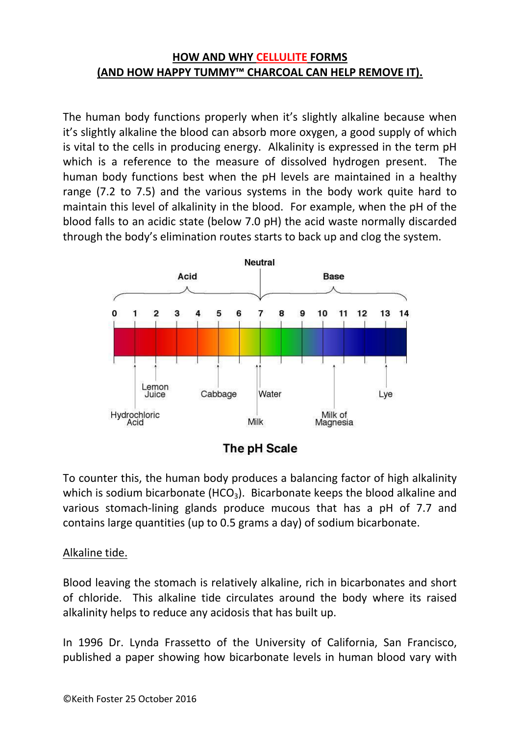## HOW AND WHY CELLULITE FORMS (AND HOW HAPPY TUMMY™ CHARCOAL CAN HELP REMOVE IT).

The human body functions properly when it's slightly alkaline because when it's slightly alkaline the blood can absorb more oxygen, a good supply of which is vital to the cells in producing energy. Alkalinity is expressed in the term pH which is a reference to the measure of dissolved hydrogen present. The human body functions best when the pH levels are maintained in a healthy range (7.2 to 7.5) and the various systems in the body work quite hard to maintain this level of alkalinity in the blood. For example, when the pH of the blood falls to an acidic state (below 7.0 pH) the acid waste normally discarded through the body's elimination routes starts to back up and clog the system.

Neutral
Acid
Base
0 1 2 3 4 5 6 7 8 9 10 11 12 13 14
Hydrochloric Acid
Lemon Juice
Cabbage
Water
Milk
Milk of Magnesia
Lye

The pH Scale

To counter this, the human body produces a balancing factor of high alkalinity which is sodium bicarbonate ($HCO_3$). Bicarbonate keeps the blood alkaline and various stomach-lining glands produce mucous that has a pH of 7.7 and contains large quantities (up to 0.5 grams a day) of sodium bicarbonate.

Alkaline tide.

Blood leaving the stomach is relatively alkaline, rich in bicarbonates and short of chloride. This alkaline tide circulates around the body where its raised alkalinity helps to reduce any acidosis that has built up.

In 1996 Dr. Lynda Frassetto of the University of California, San Francisco, published a paper showing how bicarbonate levels in human blood vary with

©Keith Foster 25 October 2016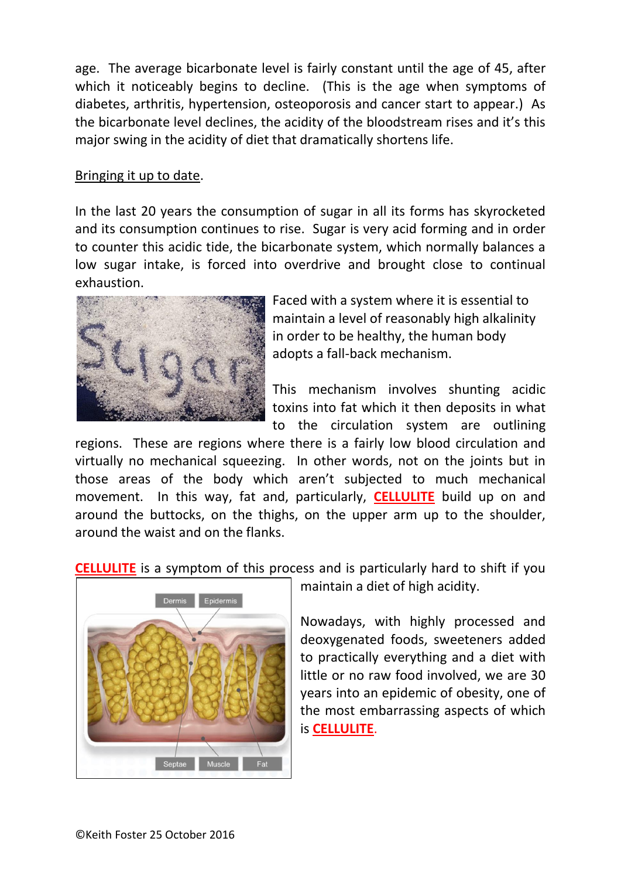age. The average bicarbonate level is fairly constant until the age of 45, after which it noticeably begins to decline. (This is the age when symptoms of diabetes, arthritis, hypertension, osteoporosis and cancer start to appear.) As the bicarbonate level declines, the acidity of the bloodstream rises and it's this major swing in the acidity of diet that dramatically shortens life.

<u>Bringing it up to date</u>.

In the last 20 years the consumption of sugar in all its forms has skyrocketed and its consumption continues to rise. Sugar is very acid forming and in order to counter this acidic tide, the bicarbonate system, which normally balances a low sugar intake, is forced into overdrive and brought close to continual exhaustion.

Faced with a system where it is essential to maintain a level of reasonably high alkalinity in order to be healthy, the human body adopts a fall-back mechanism.

This mechanism involves shunting acidic toxins into fat which it then deposits in what to the circulation system are outlining regions. These are regions where there is a fairly low blood circulation and virtually no mechanical squeezing. In other words, not on the joints but in those areas of the body which aren't subjected to much mechanical movement. In this way, fat and, particularly, **CELLULITE** build up on and around the buttocks, on the thighs, on the upper arm up to the shoulder, around the waist and on the flanks.

**CELLULITE** is a symptom of this process and is particularly hard to shift if you maintain a diet of high acidity.

Nowadays, with highly processed and deoxygenated foods, sweeteners added to practically everything and a diet with little or no raw food involved, we are 30 years into an epidemic of obesity, one of the most embarrassing aspects of which is **CELLULITE**.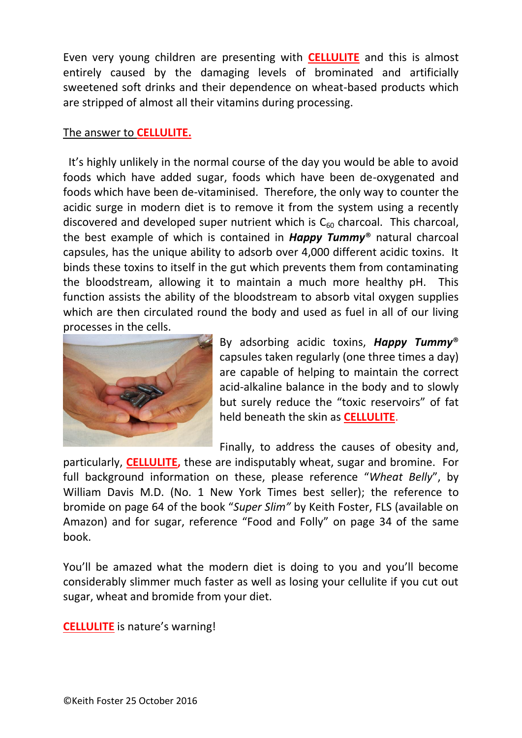Even very young children are presenting with **CELLULITE** and this is almost entirely caused by the damaging levels of brominated and artificially sweetened soft drinks and their dependence on wheat-based products which are stripped of almost all their vitamins during processing.

The answer to **CELLULITE.**

It's highly unlikely in the normal course of the day you would be able to avoid foods which have added sugar, foods which have been de-oxygenated and foods which have been de-vitaminised. Therefore, the only way to counter the acidic surge in modern diet is to remove it from the system using a recently discovered and developed super nutrient which is $C_{60}$ charcoal. This charcoal, the best example of which is contained in ***Happy Tummy***® natural charcoal capsules, has the unique ability to adsorb over 4,000 different acidic toxins. It binds these toxins to itself in the gut which prevents them from contaminating the bloodstream, allowing it to maintain a much more healthy pH. This function assists the ability of the bloodstream to absorb vital oxygen supplies which are then circulated round the body and used as fuel in all of our living processes in the cells.

By adsorbing acidic toxins, ***Happy Tummy***® capsules taken regularly (one three times a day) are capable of helping to maintain the correct acid-alkaline balance in the body and to slowly but surely reduce the "toxic reservoirs" of fat held beneath the skin as **CELLULITE**.

Finally, to address the causes of obesity and, particularly, **CELLULITE,** these are indisputably wheat, sugar and bromine. For full background information on these, please reference "*Wheat Belly*", by William Davis M.D. (No. 1 New York Times best seller); the reference to bromide on page 64 of the book "*Super Slim"* by Keith Foster, FLS (available on Amazon) and for sugar, reference "Food and Folly" on page 34 of the same book.

You'll be amazed what the modern diet is doing to you and you'll become considerably slimmer much faster as well as losing your cellulite if you cut out sugar, wheat and bromide from your diet.

**CELLULITE** is nature's warning!

©Keith Foster 25 October 2016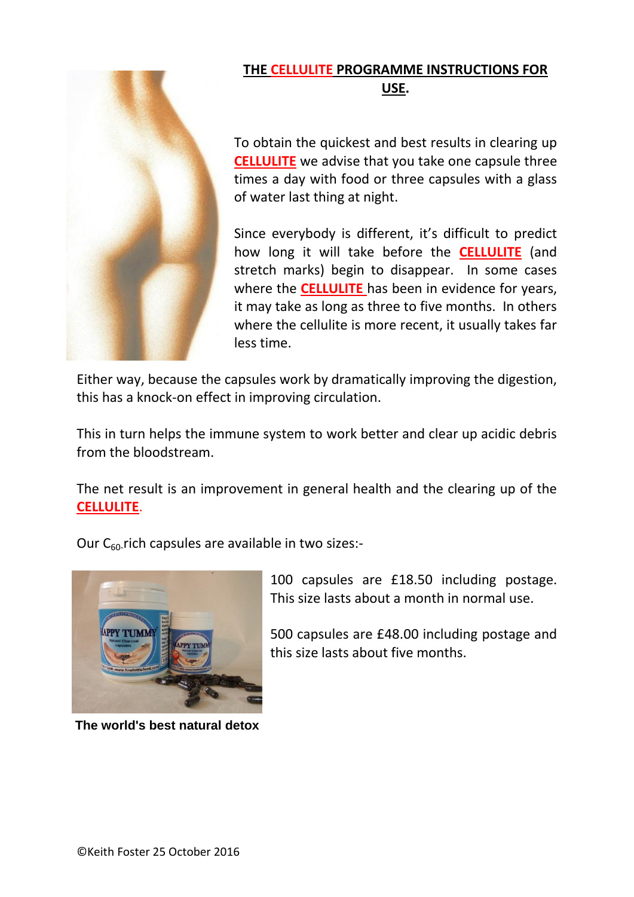## THE CELLULITE PROGRAMME INSTRUCTIONS FOR USE.

To obtain the quickest and best results in clearing up **CELLULITE** we advise that you take one capsule three times a day with food or three capsules with a glass of water last thing at night.

Since everybody is different, it's difficult to predict how long it will take before the **CELLULITE** (and stretch marks) begin to disappear. In some cases where the **CELLULITE** has been in evidence for years, it may take as long as three to five months. In others where the cellulite is more recent, it usually takes far less time.

Either way, because the capsules work by dramatically improving the digestion, this has a knock-on effect in improving circulation.

This in turn helps the immune system to work better and clear up acidic debris from the bloodstream.

The net result is an improvement in general health and the clearing up of the **CELLULITE**.

Our $C_{60}$-rich capsules are available in two sizes:-

100 capsules are £18.50 including postage. This size lasts about a month in normal use.

500 capsules are £48.00 including postage and this size lasts about five months.

**The world's best natural detox**

©Keith Foster 25 October 2016